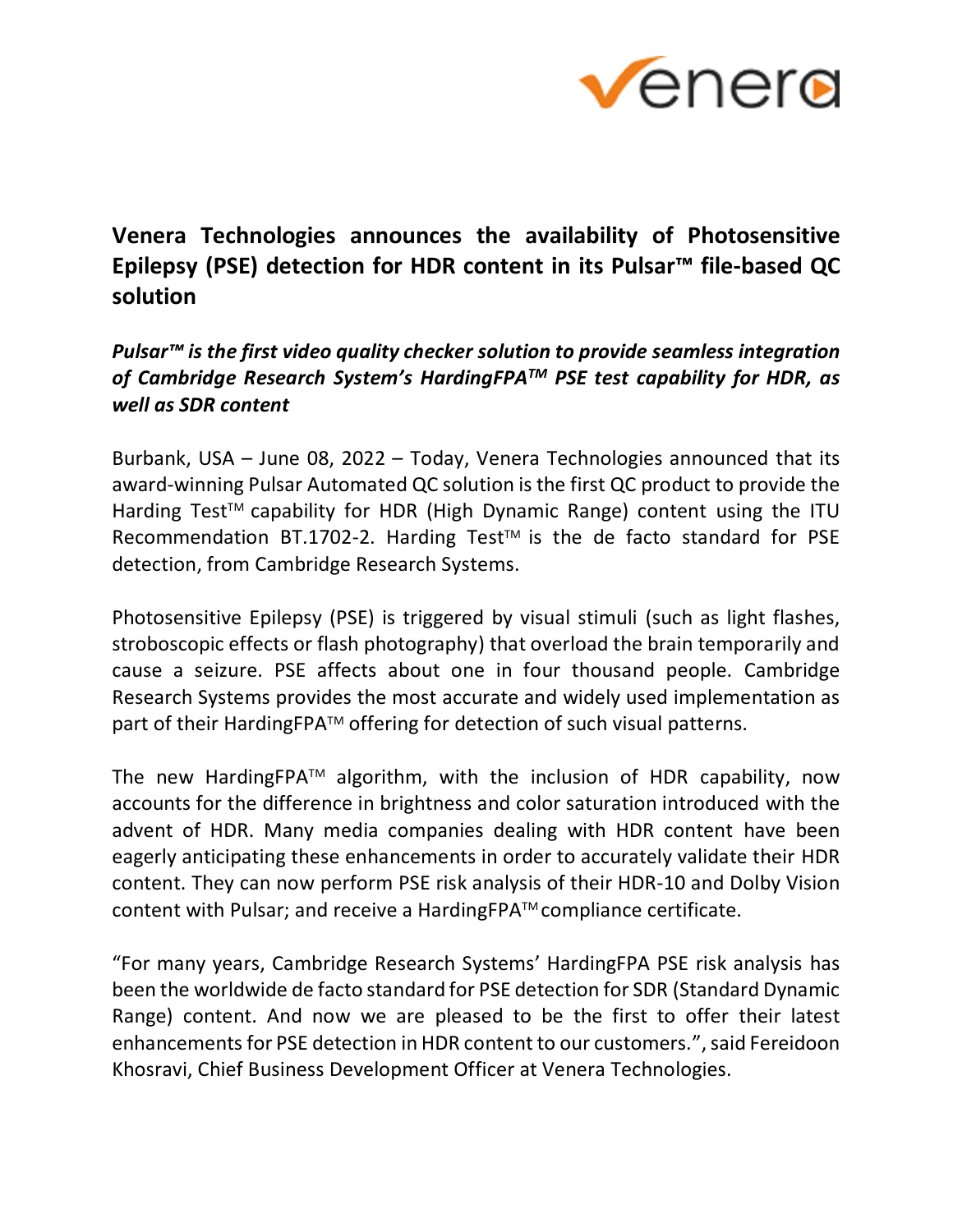# Venera Technologies announces the availability of Photosensitive Epilepsy (PSE) detection for HDR content in its Pulsar™ file-based QC solution

***Pulsar™ is the first video quality checker solution to provide seamless integration of Cambridge Research System's HardingFPA™ PSE test capability for HDR, as well as SDR content***

Burbank, USA – June 08, 2022 – Today, Venera Technologies announced that its award-winning Pulsar Automated QC solution is the first QC product to provide the Harding Test™ capability for HDR (High Dynamic Range) content using the ITU Recommendation BT.1702-2. Harding Test™ is the de facto standard for PSE detection, from Cambridge Research Systems.

Photosensitive Epilepsy (PSE) is triggered by visual stimuli (such as light flashes, stroboscopic effects or flash photography) that overload the brain temporarily and cause a seizure. PSE affects about one in four thousand people. Cambridge Research Systems provides the most accurate and widely used implementation as part of their HardingFPA™ offering for detection of such visual patterns.

The new HardingFPA™ algorithm, with the inclusion of HDR capability, now accounts for the difference in brightness and color saturation introduced with the advent of HDR. Many media companies dealing with HDR content have been eagerly anticipating these enhancements in order to accurately validate their HDR content. They can now perform PSE risk analysis of their HDR-10 and Dolby Vision content with Pulsar; and receive a HardingFPA™ compliance certificate.

"For many years, Cambridge Research Systems' HardingFPA PSE risk analysis has been the worldwide de facto standard for PSE detection for SDR (Standard Dynamic Range) content. And now we are pleased to be the first to offer their latest enhancements for PSE detection in HDR content to our customers.", said Fereidoon Khosravi, Chief Business Development Officer at Venera Technologies.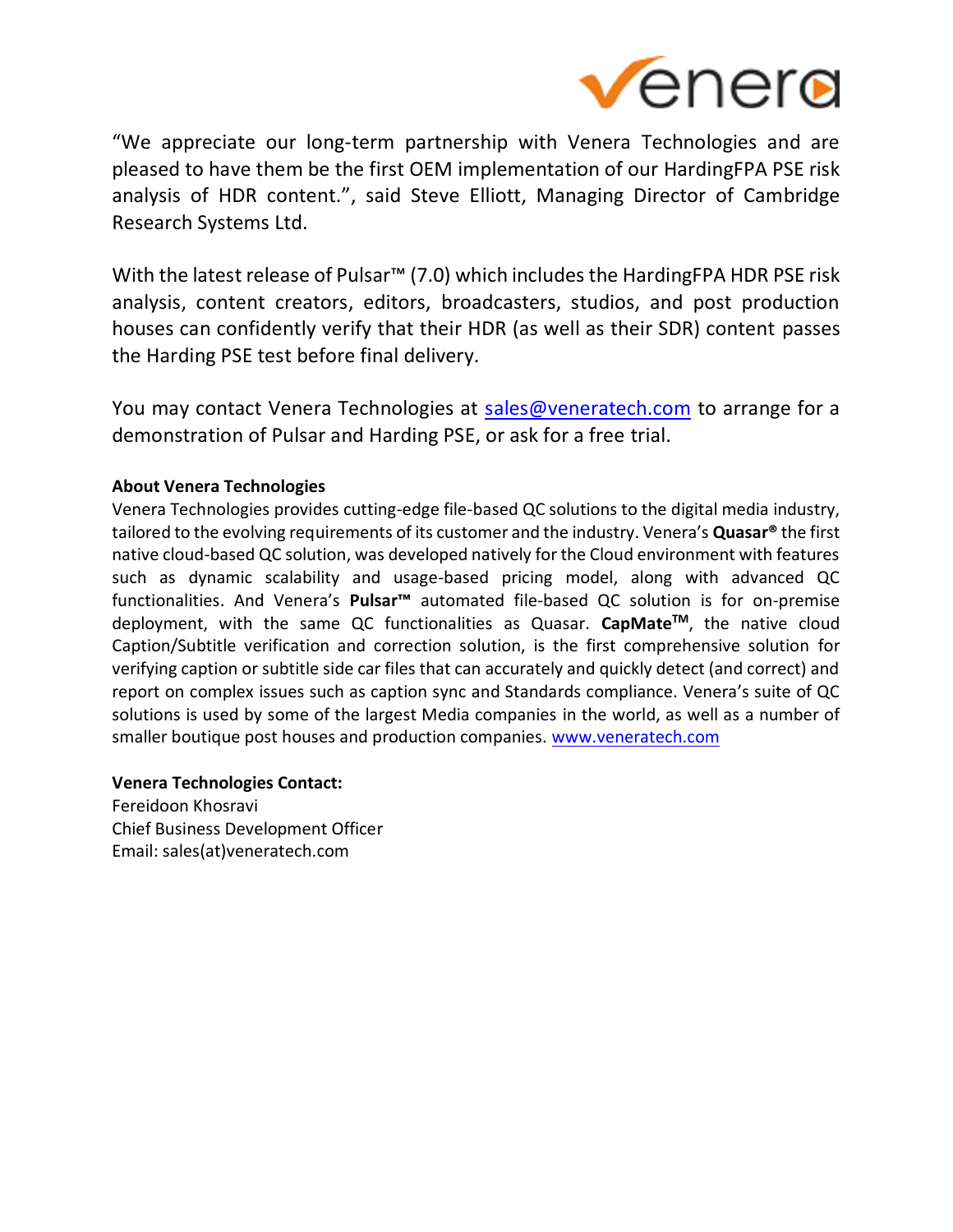"We appreciate our long-term partnership with Venera Technologies and are pleased to have them be the first OEM implementation of our HardingFPA PSE risk analysis of HDR content.", said Steve Elliott, Managing Director of Cambridge Research Systems Ltd.

With the latest release of Pulsar™ (7.0) which includes the HardingFPA HDR PSE risk analysis, content creators, editors, broadcasters, studios, and post production houses can confidently verify that their HDR (as well as their SDR) content passes the Harding PSE test before final delivery.

You may contact Venera Technologies at sales@veneratech.com to arrange for a demonstration of Pulsar and Harding PSE, or ask for a free trial.

**About Venera Technologies**
Venera Technologies provides cutting-edge file-based QC solutions to the digital media industry, tailored to the evolving requirements of its customer and the industry. Venera's **Quasar®** the first native cloud-based QC solution, was developed natively for the Cloud environment with features such as dynamic scalability and usage-based pricing model, along with advanced QC functionalities. And Venera's **Pulsar™** automated file-based QC solution is for on-premise deployment, with the same QC functionalities as Quasar. **CapMate™**, the native cloud Caption/Subtitle verification and correction solution, is the first comprehensive solution for verifying caption or subtitle side car files that can accurately and quickly detect (and correct) and report on complex issues such as caption sync and Standards compliance. Venera's suite of QC solutions is used by some of the largest Media companies in the world, as well as a number of smaller boutique post houses and production companies. www.veneratech.com

**Venera Technologies Contact:**
Fereidoon Khosravi
Chief Business Development Officer
Email: sales(at)veneratech.com